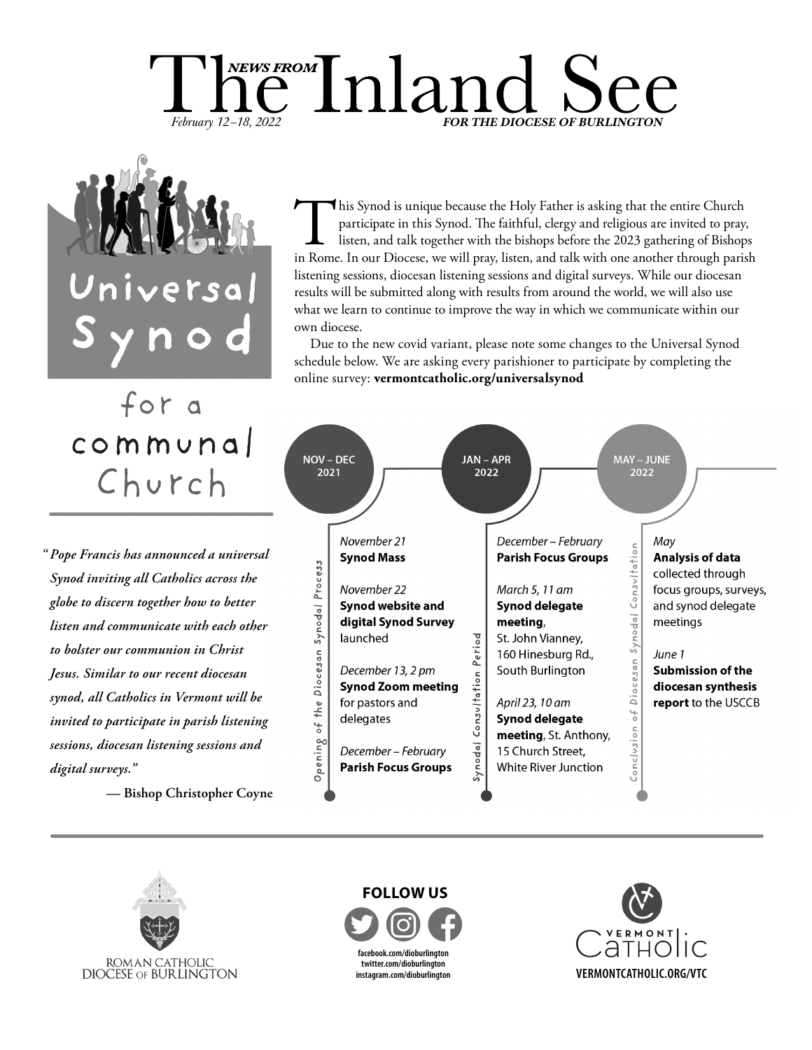# *NEWS FROM* The Inland See

*February 12–18, 2022* — ***FOR THE DIOCESE OF BURLINGTON***

## Universal Synod for a communal Church

This Synod is unique because the Holy Father is asking that the entire Church participate in this Synod. The faithful, clergy and religious are invited to pray, listen, and talk together with the bishops before the 2023 gathering of Bishops in Rome. In our Diocese, we will pray, listen, and talk with one another through parish listening sessions, diocesan listening sessions and digital surveys. While our diocesan results will be submitted along with results from around the world, we will also use what we learn to continue to improve the way in which we communicate within our own diocese.

Due to the new covid variant, please note some changes to the Universal Synod schedule below. We are asking every parishioner to participate by completing the online survey: **vermontcatholic.org/universalsynod**

*"Pope Francis has announced a universal Synod inviting all Catholics across the globe to discern together how to better listen and communicate with each other to bolster our communion in Christ Jesus. Similar to our recent diocesan synod, all Catholics in Vermont will be invited to participate in parish listening sessions, diocesan listening sessions and digital surveys."*

**— Bishop Christopher Coyne**

### NOV – DEC 2021 — Opening of the Diocesan Synodal Process

*November 21*
**Synod Mass**

*November 22*
**Synod website and digital Synod Survey** launched

*December 13, 2 pm*
**Synod Zoom meeting** for pastors and delegates

*December – February*
**Parish Focus Groups**

### JAN – APR 2022 — Synodal Consultation Period

*December – February*
**Parish Focus Groups**

*March 5, 11 am*
**Synod delegate meeting**, St. John Vianney, 160 Hinesburg Rd., South Burlington

*April 23, 10 am*
**Synod delegate meeting**, St. Anthony, 15 Church Street, White River Junction

### MAY – JUNE 2022 — Conclusion of Diocesan Synodal Consultation

*May*
**Analysis of data** collected through focus groups, surveys, and synod delegate meetings

*June 1*
**Submission of the diocesan synthesis report** to the USCCB

ROMAN CATHOLIC DIOCESE OF BURLINGTON

**FOLLOW US**

facebook.com/dioburlington
twitter.com/dioburlington
instagram.com/dioburlington

VERMONT Catholic
**VERMONTCATHOLIC.ORG/VTC**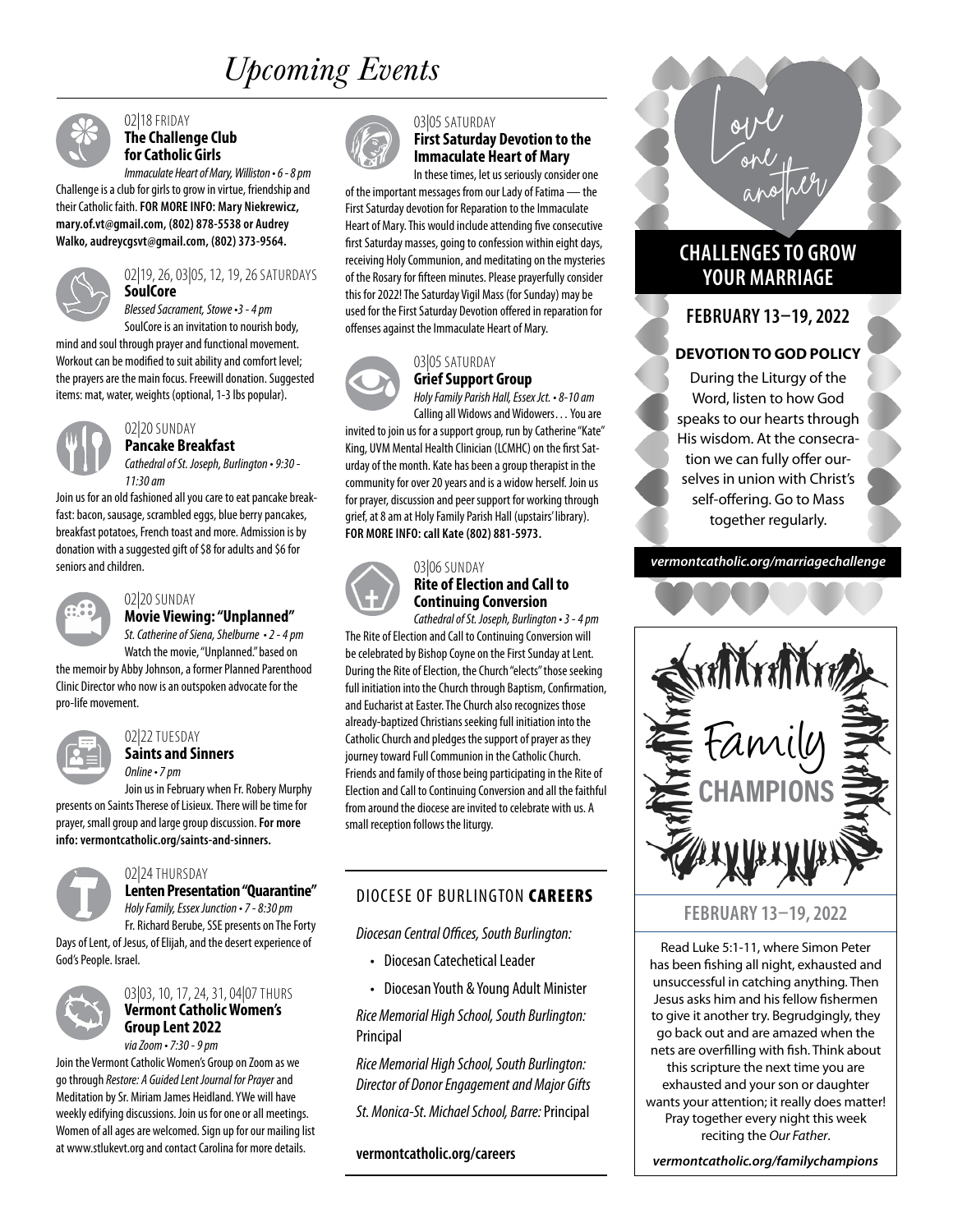# Upcoming Events

02|18 FRIDAY
### The Challenge Club for Catholic Girls
*Immaculate Heart of Mary, Williston • 6 - 8 pm*

Challenge is a club for girls to grow in virtue, friendship and their Catholic faith. **FOR MORE INFO: Mary Niekrewicz, mary.of.vt@gmail.com, (802) 878-5538 or Audrey Walko, audreycgsvt@gmail.com, (802) 373-9564.**

02|19, 26, 03|05, 12, 19, 26 SATURDAYS
### SoulCore
*Blessed Sacrament, Stowe • 3 - 4 pm*

SoulCore is an invitation to nourish body, mind and soul through prayer and functional movement. Workout can be modified to suit ability and comfort level; the prayers are the main focus. Freewill donation. Suggested items: mat, water, weights (optional, 1-3 lbs popular).

02|20 SUNDAY
### Pancake Breakfast
*Cathedral of St. Joseph, Burlington • 9:30 - 11:30 am*

Join us for an old fashioned all you care to eat pancake breakfast: bacon, sausage, scrambled eggs, blue berry pancakes, breakfast potatoes, French toast and more. Admission is by donation with a suggested gift of $8 for adults and $6 for seniors and children.

02|20 SUNDAY
### Movie Viewing: "Unplanned"
*St. Catherine of Siena, Shelburne • 2 - 4 pm*

Watch the movie, "Unplanned." based on the memoir by Abby Johnson, a former Planned Parenthood Clinic Director who now is an outspoken advocate for the pro-life movement.

02|22 TUESDAY
### Saints and Sinners
*Online • 7 pm*

Join us in February when Fr. Robery Murphy presents on Saints Therese of Lisieux. There will be time for prayer, small group and large group discussion. **For more info: vermontcatholic.org/saints-and-sinners.**

02|24 THURSDAY
### Lenten Presentation "Quarantine"
*Holy Family, Essex Junction • 7 - 8:30 pm*

Fr. Richard Berube, SSE presents on The Forty Days of Lent, of Jesus, of Elijah, and the desert experience of God's People. Israel.

03|03, 10, 17, 24, 31, 04|07 THURS
### Vermont Catholic Women's Group Lent 2022
*via Zoom • 7:30 - 9 pm*

Join the Vermont Catholic Women's Group on Zoom as we go through *Restore: A Guided Lent Journal for Prayer* and Meditation by Sr. Miriam James Heidland. YWe will have weekly edifying discussions. Join us for one or all meetings. Women of all ages are welcomed. Sign up for our mailing list at www.stlukevt.org and contact Carolina for more details.

03|05 SATURDAY
### First Saturday Devotion to the Immaculate Heart of Mary

In these times, let us seriously consider one of the important messages from our Lady of Fatima — the First Saturday devotion for Reparation to the Immaculate Heart of Mary. This would include attending five consecutive first Saturday masses, going to confession within eight days, receiving Holy Communion, and meditating on the mysteries of the Rosary for fifteen minutes. Please prayerfully consider this for 2022! The Saturday Vigil Mass (for Sunday) may be used for the First Saturday Devotion offered in reparation for offenses against the Immaculate Heart of Mary.

03|05 SATURDAY
### Grief Support Group
*Holy Family Parish Hall, Essex Jct. • 8-10 am*

Calling all Widows and Widowers… You are invited to join us for a support group, run by Catherine "Kate" King, UVM Mental Health Clinician (LCMHC) on the first Saturday of the month. Kate has been a group therapist in the community for over 20 years and is a widow herself. Join us for prayer, discussion and peer support for working through grief, at 8 am at Holy Family Parish Hall (upstairs' library). **FOR MORE INFO: call Kate (802) 881-5973.**

03|06 SUNDAY
### Rite of Election and Call to Continuing Conversion
*Cathedral of St. Joseph, Burlington • 3 - 4 pm*

The Rite of Election and Call to Continuing Conversion will be celebrated by Bishop Coyne on the First Sunday at Lent. During the Rite of Election, the Church "elects" those seeking full initiation into the Church through Baptism, Confirmation, and Eucharist at Easter. The Church also recognizes those already-baptized Christians seeking full initiation into the Catholic Church and pledges the support of prayer as they journey toward Full Communion in the Catholic Church. Friends and family of those being participating in the Rite of Election and Call to Continuing Conversion and all the faithful from around the diocese are invited to celebrate with us. A small reception follows the liturgy.

## DIOCESE OF BURLINGTON **CAREERS**

*Diocesan Central Offices, South Burlington:*

- Diocesan Catechetical Leader
- Diocesan Youth & Young Adult Minister

*Rice Memorial High School, South Burlington:* Principal

*Rice Memorial High School, South Burlington: Director of Donor Engagement and Major Gifts*

*St. Monica-St. Michael School, Barre:* Principal

**vermontcatholic.org/careers**

Love one another

## CHALLENGES TO GROW YOUR MARRIAGE

### FEBRUARY 13–19, 2022

**DEVOTION TO GOD POLICY**

During the Liturgy of the Word, listen to how God speaks to our hearts through His wisdom. At the consecration we can fully offer ourselves in union with Christ's self-offering. Go to Mass together regularly.

***vermontcatholic.org/marriagechallenge***

Family CHAMPIONS

### FEBRUARY 13–19, 2022

Read Luke 5:1-11, where Simon Peter has been fishing all night, exhausted and unsuccessful in catching anything. Then Jesus asks him and his fellow fishermen to give it another try. Begrudgingly, they go back out and are amazed when the nets are overfilling with fish. Think about this scripture the next time you are exhausted and your son or daughter wants your attention; it really does matter! Pray together every night this week reciting the *Our Father*.

***vermontcatholic.org/familychampions***